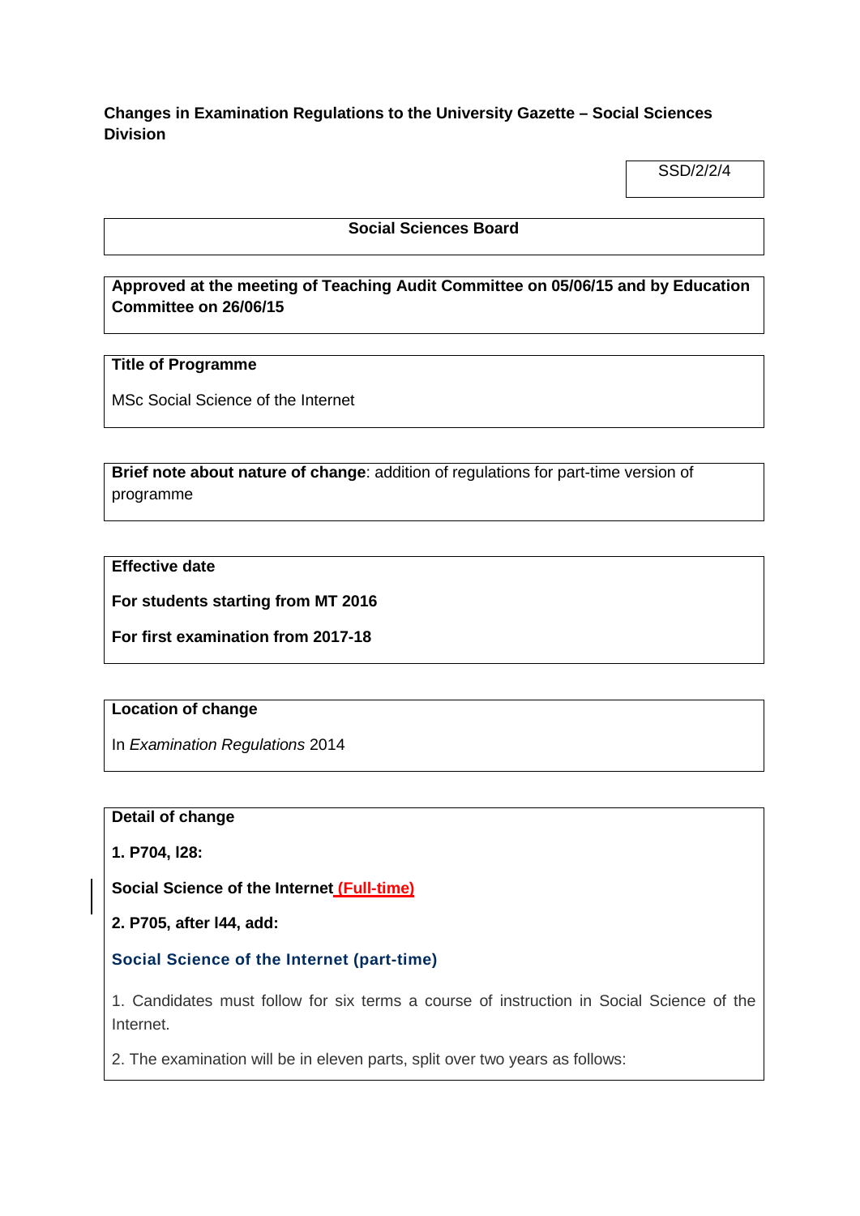**Changes in Examination Regulations to the University Gazette – Social Sciences Division**

SSD/2/2/4

**Social Sciences Board**

**Approved at the meeting of Teaching Audit Committee on 05/06/15 and by Education Committee on 26/06/15**

**Title of Programme**

MSc Social Science of the Internet

**Brief note about nature of change**: addition of regulations for part-time version of programme

**Effective date**

**For students starting from MT 2016**

**For first examination from 2017-18**

**Location of change**

In *Examination Regulations* 2014

**Detail of change**

**1. P704, l28:**

**Social Science of the Internet (Full-time)**

**2. P705, after l44, add:**

### Social Science of the Internet (part-time)

1. Candidates must follow for six terms a course of instruction in Social Science of the Internet.

2. The examination will be in eleven parts, split over two years as follows: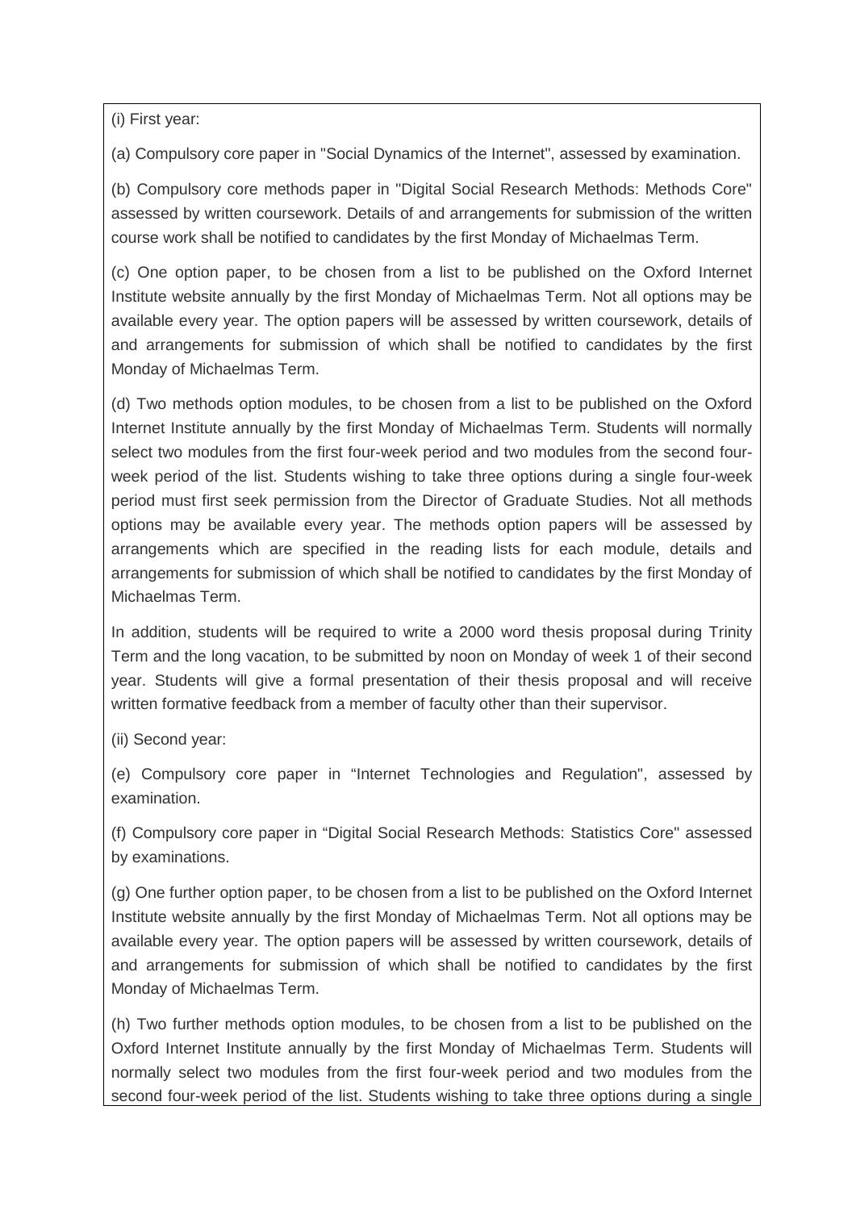(i) First year:

(a) Compulsory core paper in "Social Dynamics of the Internet", assessed by examination.

(b) Compulsory core methods paper in "Digital Social Research Methods: Methods Core" assessed by written coursework. Details of and arrangements for submission of the written course work shall be notified to candidates by the first Monday of Michaelmas Term.

(c) One option paper, to be chosen from a list to be published on the Oxford Internet Institute website annually by the first Monday of Michaelmas Term. Not all options may be available every year. The option papers will be assessed by written coursework, details of and arrangements for submission of which shall be notified to candidates by the first Monday of Michaelmas Term.

(d) Two methods option modules, to be chosen from a list to be published on the Oxford Internet Institute annually by the first Monday of Michaelmas Term. Students will normally select two modules from the first four-week period and two modules from the second four-week period of the list. Students wishing to take three options during a single four-week period must first seek permission from the Director of Graduate Studies. Not all methods options may be available every year. The methods option papers will be assessed by arrangements which are specified in the reading lists for each module, details and arrangements for submission of which shall be notified to candidates by the first Monday of Michaelmas Term.

In addition, students will be required to write a 2000 word thesis proposal during Trinity Term and the long vacation, to be submitted by noon on Monday of week 1 of their second year. Students will give a formal presentation of their thesis proposal and will receive written formative feedback from a member of faculty other than their supervisor.

(ii) Second year:

(e) Compulsory core paper in "Internet Technologies and Regulation", assessed by examination.

(f) Compulsory core paper in "Digital Social Research Methods: Statistics Core" assessed by examinations.

(g) One further option paper, to be chosen from a list to be published on the Oxford Internet Institute website annually by the first Monday of Michaelmas Term. Not all options may be available every year. The option papers will be assessed by written coursework, details of and arrangements for submission of which shall be notified to candidates by the first Monday of Michaelmas Term.

(h) Two further methods option modules, to be chosen from a list to be published on the Oxford Internet Institute annually by the first Monday of Michaelmas Term. Students will normally select two modules from the first four-week period and two modules from the second four-week period of the list. Students wishing to take three options during a single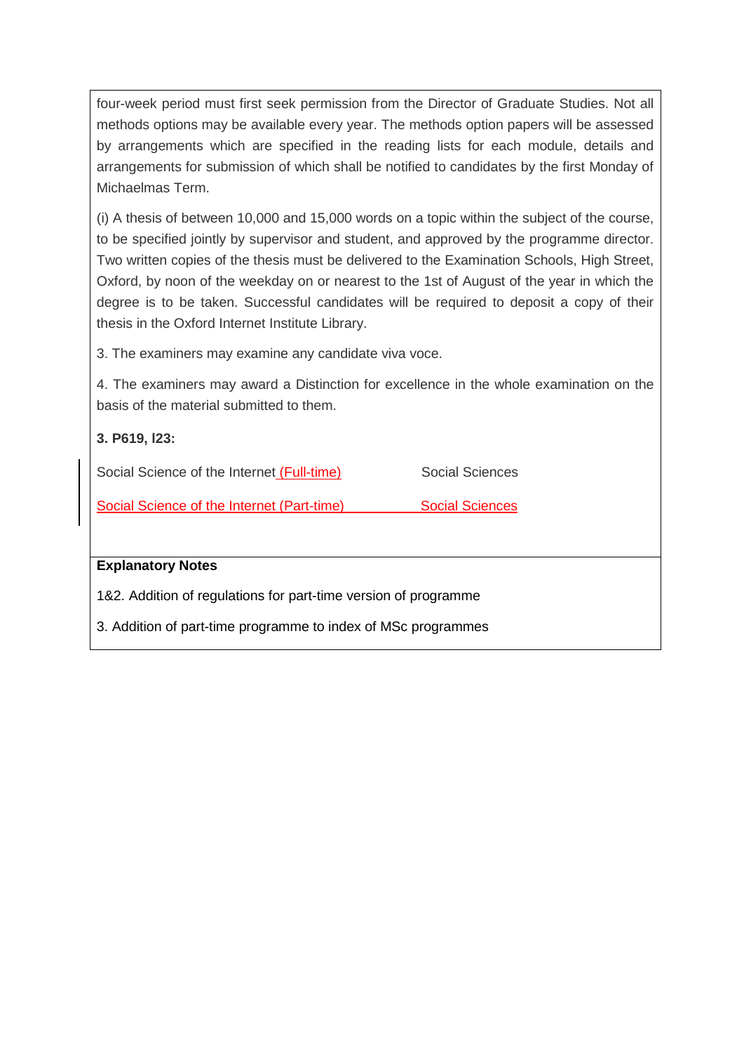four-week period must first seek permission from the Director of Graduate Studies. Not all methods options may be available every year. The methods option papers will be assessed by arrangements which are specified in the reading lists for each module, details and arrangements for submission of which shall be notified to candidates by the first Monday of Michaelmas Term.

(i) A thesis of between 10,000 and 15,000 words on a topic within the subject of the course, to be specified jointly by supervisor and student, and approved by the programme director. Two written copies of the thesis must be delivered to the Examination Schools, High Street, Oxford, by noon of the weekday on or nearest to the 1st of August of the year in which the degree is to be taken. Successful candidates will be required to deposit a copy of their thesis in the Oxford Internet Institute Library.

3. The examiners may examine any candidate viva voce.

4. The examiners may award a Distinction for excellence in the whole examination on the basis of the material submitted to them.

**3. P619, l23:**

| | |
|---|---|
| Social Science of the Internet (Full-time) | Social Sciences |
| Social Science of the Internet (Part-time) | Social Sciences |

**Explanatory Notes**

1&2. Addition of regulations for part-time version of programme

3. Addition of part-time programme to index of MSc programmes